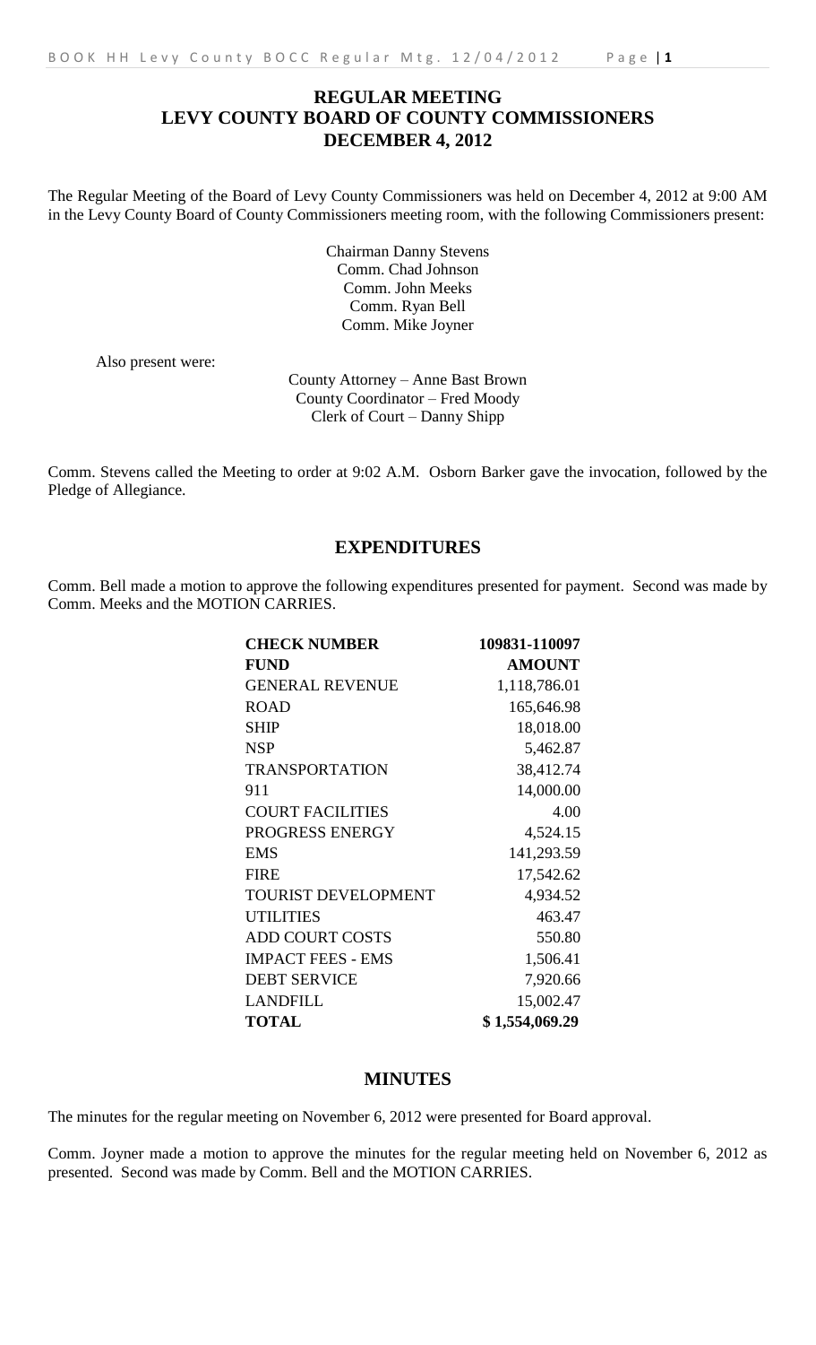# REGULAR MEETING
# LEVY COUNTY BOARD OF COUNTY COMMISSIONERS
# DECEMBER 4, 2012

The Regular Meeting of the Board of Levy County Commissioners was held on December 4, 2012 at 9:00 AM in the Levy County Board of County Commissioners meeting room, with the following Commissioners present:

Chairman Danny Stevens
Comm. Chad Johnson
Comm. John Meeks
Comm. Ryan Bell
Comm. Mike Joyner

Also present were:

County Attorney – Anne Bast Brown
County Coordinator – Fred Moody
Clerk of Court – Danny Shipp

Comm. Stevens called the Meeting to order at 9:02 A.M. Osborn Barker gave the invocation, followed by the Pledge of Allegiance.

## EXPENDITURES

Comm. Bell made a motion to approve the following expenditures presented for payment. Second was made by Comm. Meeks and the MOTION CARRIES.

| **CHECK NUMBER** | **109831-110097** |
|---|---|
| **FUND** | **AMOUNT** |
| GENERAL REVENUE | 1,118,786.01 |
| ROAD | 165,646.98 |
| SHIP | 18,018.00 |
| NSP | 5,462.87 |
| TRANSPORTATION | 38,412.74 |
| 911 | 14,000.00 |
| COURT FACILITIES | 4.00 |
| PROGRESS ENERGY | 4,524.15 |
| EMS | 141,293.59 |
| FIRE | 17,542.62 |
| TOURIST DEVELOPMENT | 4,934.52 |
| UTILITIES | 463.47 |
| ADD COURT COSTS | 550.80 |
| IMPACT FEES - EMS | 1,506.41 |
| DEBT SERVICE | 7,920.66 |
| LANDFILL | 15,002.47 |
| **TOTAL** | **$ 1,554,069.29** |

## MINUTES

The minutes for the regular meeting on November 6, 2012 were presented for Board approval.

Comm. Joyner made a motion to approve the minutes for the regular meeting held on November 6, 2012 as presented. Second was made by Comm. Bell and the MOTION CARRIES.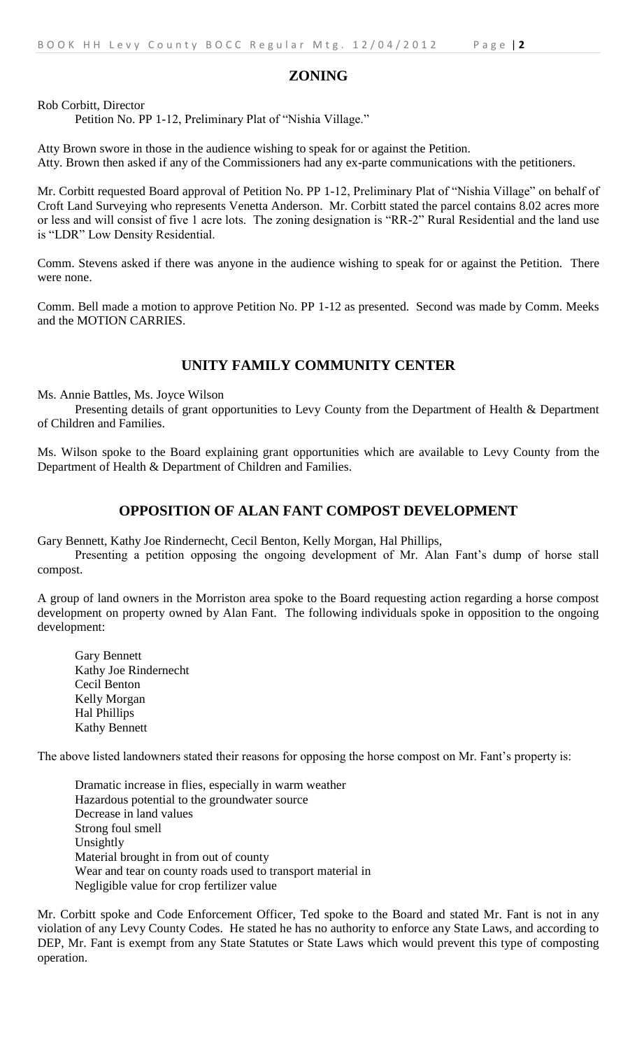## ZONING

Rob Corbitt, Director

Petition No. PP 1-12, Preliminary Plat of "Nishia Village."

Atty Brown swore in those in the audience wishing to speak for or against the Petition.
Atty. Brown then asked if any of the Commissioners had any ex-parte communications with the petitioners.

Mr. Corbitt requested Board approval of Petition No. PP 1-12, Preliminary Plat of "Nishia Village" on behalf of Croft Land Surveying who represents Venetta Anderson. Mr. Corbitt stated the parcel contains 8.02 acres more or less and will consist of five 1 acre lots. The zoning designation is "RR-2" Rural Residential and the land use is "LDR" Low Density Residential.

Comm. Stevens asked if there was anyone in the audience wishing to speak for or against the Petition. There were none.

Comm. Bell made a motion to approve Petition No. PP 1-12 as presented. Second was made by Comm. Meeks and the MOTION CARRIES.

## UNITY FAMILY COMMUNITY CENTER

Ms. Annie Battles, Ms. Joyce Wilson

Presenting details of grant opportunities to Levy County from the Department of Health & Department of Children and Families.

Ms. Wilson spoke to the Board explaining grant opportunities which are available to Levy County from the Department of Health & Department of Children and Families.

## OPPOSITION OF ALAN FANT COMPOST DEVELOPMENT

Gary Bennett, Kathy Joe Rindernecht, Cecil Benton, Kelly Morgan, Hal Phillips,

Presenting a petition opposing the ongoing development of Mr. Alan Fant's dump of horse stall compost.

A group of land owners in the Morriston area spoke to the Board requesting action regarding a horse compost development on property owned by Alan Fant. The following individuals spoke in opposition to the ongoing development:

Gary Bennett
Kathy Joe Rindernecht
Cecil Benton
Kelly Morgan
Hal Phillips
Kathy Bennett

The above listed landowners stated their reasons for opposing the horse compost on Mr. Fant's property is:

Dramatic increase in flies, especially in warm weather
Hazardous potential to the groundwater source
Decrease in land values
Strong foul smell
Unsightly
Material brought in from out of county
Wear and tear on county roads used to transport material in
Negligible value for crop fertilizer value

Mr. Corbitt spoke and Code Enforcement Officer, Ted spoke to the Board and stated Mr. Fant is not in any violation of any Levy County Codes. He stated he has no authority to enforce any State Laws, and according to DEP, Mr. Fant is exempt from any State Statutes or State Laws which would prevent this type of composting operation.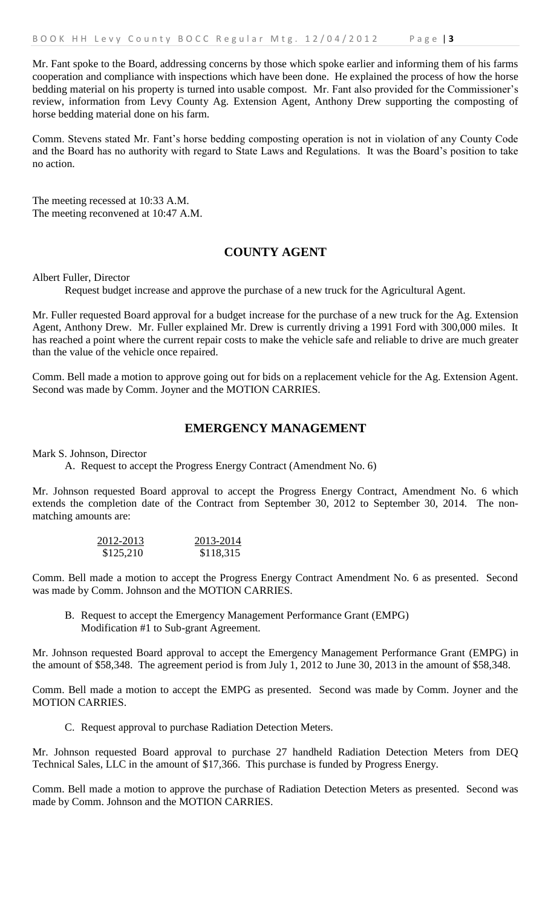Mr. Fant spoke to the Board, addressing concerns by those which spoke earlier and informing them of his farms cooperation and compliance with inspections which have been done. He explained the process of how the horse bedding material on his property is turned into usable compost. Mr. Fant also provided for the Commissioner's review, information from Levy County Ag. Extension Agent, Anthony Drew supporting the composting of horse bedding material done on his farm.

Comm. Stevens stated Mr. Fant's horse bedding composting operation is not in violation of any County Code and the Board has no authority with regard to State Laws and Regulations. It was the Board's position to take no action.

The meeting recessed at 10:33 A.M.
The meeting reconvened at 10:47 A.M.

## COUNTY AGENT

Albert Fuller, Director

Request budget increase and approve the purchase of a new truck for the Agricultural Agent.

Mr. Fuller requested Board approval for a budget increase for the purchase of a new truck for the Ag. Extension Agent, Anthony Drew. Mr. Fuller explained Mr. Drew is currently driving a 1991 Ford with 300,000 miles. It has reached a point where the current repair costs to make the vehicle safe and reliable to drive are much greater than the value of the vehicle once repaired.

Comm. Bell made a motion to approve going out for bids on a replacement vehicle for the Ag. Extension Agent. Second was made by Comm. Joyner and the MOTION CARRIES.

## EMERGENCY MANAGEMENT

Mark S. Johnson, Director

A. Request to accept the Progress Energy Contract (Amendment No. 6)

Mr. Johnson requested Board approval to accept the Progress Energy Contract, Amendment No. 6 which extends the completion date of the Contract from September 30, 2012 to September 30, 2014. The non-matching amounts are:

| 2012-2013 | 2013-2014 |
|---|---|
| $125,210 | $118,315 |

Comm. Bell made a motion to accept the Progress Energy Contract Amendment No. 6 as presented. Second was made by Comm. Johnson and the MOTION CARRIES.

B. Request to accept the Emergency Management Performance Grant (EMPG) Modification #1 to Sub-grant Agreement.

Mr. Johnson requested Board approval to accept the Emergency Management Performance Grant (EMPG) in the amount of $58,348. The agreement period is from July 1, 2012 to June 30, 2013 in the amount of $58,348.

Comm. Bell made a motion to accept the EMPG as presented. Second was made by Comm. Joyner and the MOTION CARRIES.

C. Request approval to purchase Radiation Detection Meters.

Mr. Johnson requested Board approval to purchase 27 handheld Radiation Detection Meters from DEQ Technical Sales, LLC in the amount of $17,366. This purchase is funded by Progress Energy.

Comm. Bell made a motion to approve the purchase of Radiation Detection Meters as presented. Second was made by Comm. Johnson and the MOTION CARRIES.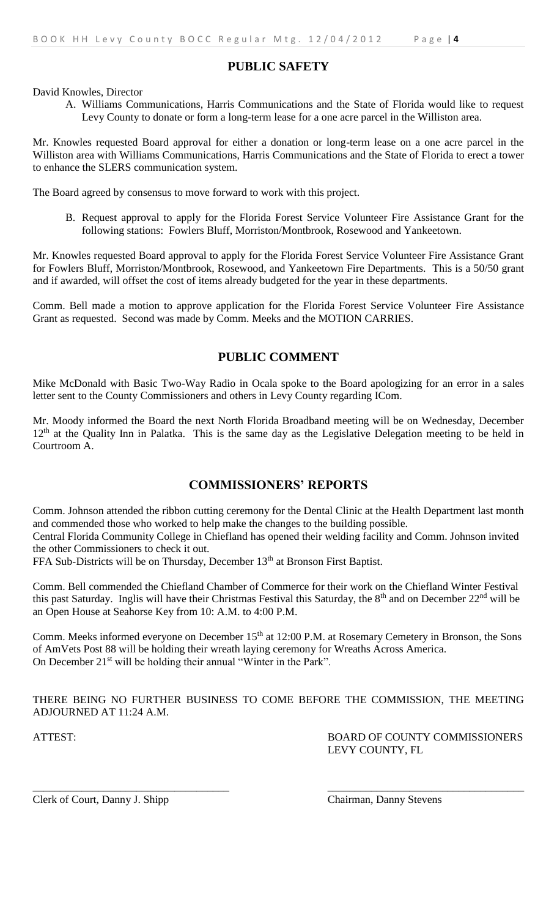## PUBLIC SAFETY

David Knowles, Director

A. Williams Communications, Harris Communications and the State of Florida would like to request Levy County to donate or form a long-term lease for a one acre parcel in the Williston area.

Mr. Knowles requested Board approval for either a donation or long-term lease on a one acre parcel in the Williston area with Williams Communications, Harris Communications and the State of Florida to erect a tower to enhance the SLERS communication system.

The Board agreed by consensus to move forward to work with this project.

B. Request approval to apply for the Florida Forest Service Volunteer Fire Assistance Grant for the following stations: Fowlers Bluff, Morriston/Montbrook, Rosewood and Yankeetown.

Mr. Knowles requested Board approval to apply for the Florida Forest Service Volunteer Fire Assistance Grant for Fowlers Bluff, Morriston/Montbrook, Rosewood, and Yankeetown Fire Departments. This is a 50/50 grant and if awarded, will offset the cost of items already budgeted for the year in these departments.

Comm. Bell made a motion to approve application for the Florida Forest Service Volunteer Fire Assistance Grant as requested. Second was made by Comm. Meeks and the MOTION CARRIES.

## PUBLIC COMMENT

Mike McDonald with Basic Two-Way Radio in Ocala spoke to the Board apologizing for an error in a sales letter sent to the County Commissioners and others in Levy County regarding ICom.

Mr. Moody informed the Board the next North Florida Broadband meeting will be on Wednesday, December 12th at the Quality Inn in Palatka. This is the same day as the Legislative Delegation meeting to be held in Courtroom A.

## COMMISSIONERS' REPORTS

Comm. Johnson attended the ribbon cutting ceremony for the Dental Clinic at the Health Department last month and commended those who worked to help make the changes to the building possible.
Central Florida Community College in Chiefland has opened their welding facility and Comm. Johnson invited the other Commissioners to check it out.
FFA Sub-Districts will be on Thursday, December 13th at Bronson First Baptist.

Comm. Bell commended the Chiefland Chamber of Commerce for their work on the Chiefland Winter Festival this past Saturday. Inglis will have their Christmas Festival this Saturday, the 8th and on December 22nd will be an Open House at Seahorse Key from 10: A.M. to 4:00 P.M.

Comm. Meeks informed everyone on December 15th at 12:00 P.M. at Rosemary Cemetery in Bronson, the Sons of AmVets Post 88 will be holding their wreath laying ceremony for Wreaths Across America.
On December 21st will be holding their annual "Winter in the Park".

THERE BEING NO FURTHER BUSINESS TO COME BEFORE THE COMMISSION, THE MEETING ADJOURNED AT 11:24 A.M.

ATTEST: BOARD OF COUNTY COMMISSIONERS LEVY COUNTY, FL

\_\_\_\_\_\_\_\_\_\_\_\_\_\_\_\_\_\_\_\_\_\_\_\_\_\_\_\_\_\_\_\_\_\_\_\_ \_\_\_\_\_\_\_\_\_\_\_\_\_\_\_\_\_\_\_\_\_\_\_\_\_\_\_\_\_\_\_\_\_\_\_\_

Clerk of Court, Danny J. Shipp Chairman, Danny Stevens